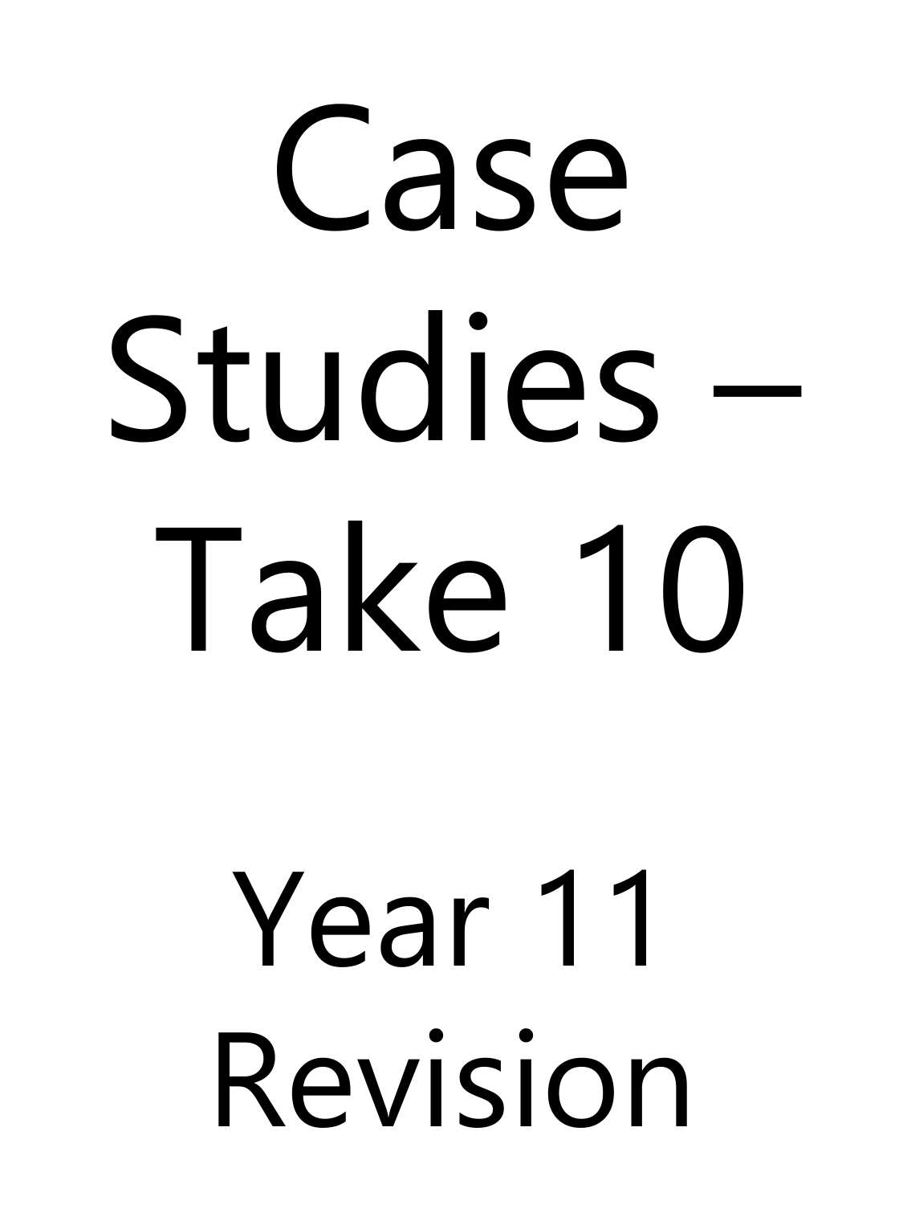# Case Studies – Take 10

## Year 11 Revision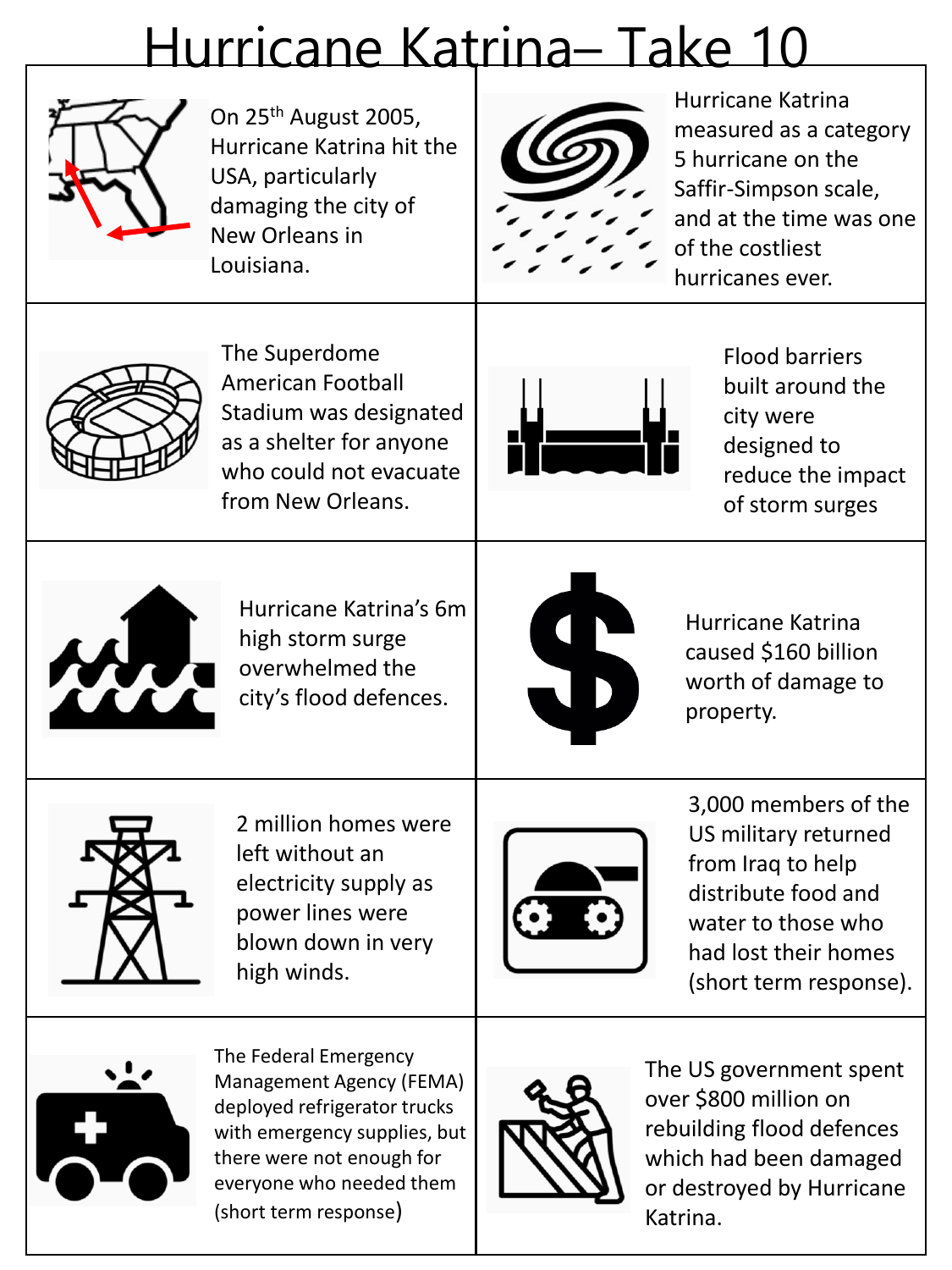# Hurricane Katrina– Take 10

On 25th August 2005, Hurricane Katrina hit the USA, particularly damaging the city of New Orleans in Louisiana.

Hurricane Katrina measured as a category 5 hurricane on the Saffir-Simpson scale, and at the time was one of the costliest hurricanes ever.

The Superdome American Football Stadium was designated as a shelter for anyone who could not evacuate from New Orleans.

Flood barriers built around the city were designed to reduce the impact of storm surges

Hurricane Katrina's 6m high storm surge overwhelmed the city's flood defences.

Hurricane Katrina caused $160 billion worth of damage to property.

2 million homes were left without an electricity supply as power lines were blown down in very high winds.

3,000 members of the US military returned from Iraq to help distribute food and water to those who had lost their homes (short term response).

The Federal Emergency Management Agency (FEMA) deployed refrigerator trucks with emergency supplies, but there were not enough for everyone who needed them (short term response)

The US government spent over $800 million on rebuilding flood defences which had been damaged or destroyed by Hurricane Katrina.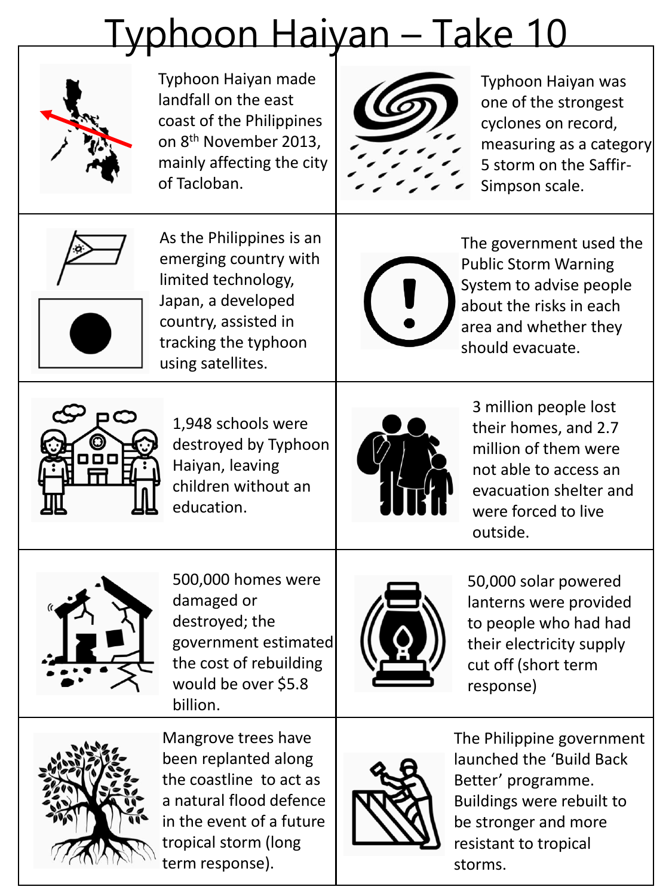# Typhoon Haiyan – Take 10

| | |
|---|---|
| Typhoon Haiyan made landfall on the east coast of the Philippines on 8th November 2013, mainly affecting the city of Tacloban. | Typhoon Haiyan was one of the strongest cyclones on record, measuring as a category 5 storm on the Saffir-Simpson scale. |
| As the Philippines is an emerging country with limited technology, Japan, a developed country, assisted in tracking the typhoon using satellites. | The government used the Public Storm Warning System to advise people about the risks in each area and whether they should evacuate. |
| 1,948 schools were destroyed by Typhoon Haiyan, leaving children without an education. | 3 million people lost their homes, and 2.7 million of them were not able to access an evacuation shelter and were forced to live outside. |
| 500,000 homes were damaged or destroyed; the government estimated the cost of rebuilding would be over $5.8 billion. | 50,000 solar powered lanterns were provided to people who had had their electricity supply cut off (short term response) |
| Mangrove trees have been replanted along the coastline to act as a natural flood defence in the event of a future tropical storm (long term response). | The Philippine government launched the 'Build Back Better' programme. Buildings were rebuilt to be stronger and more resistant to tropical storms. |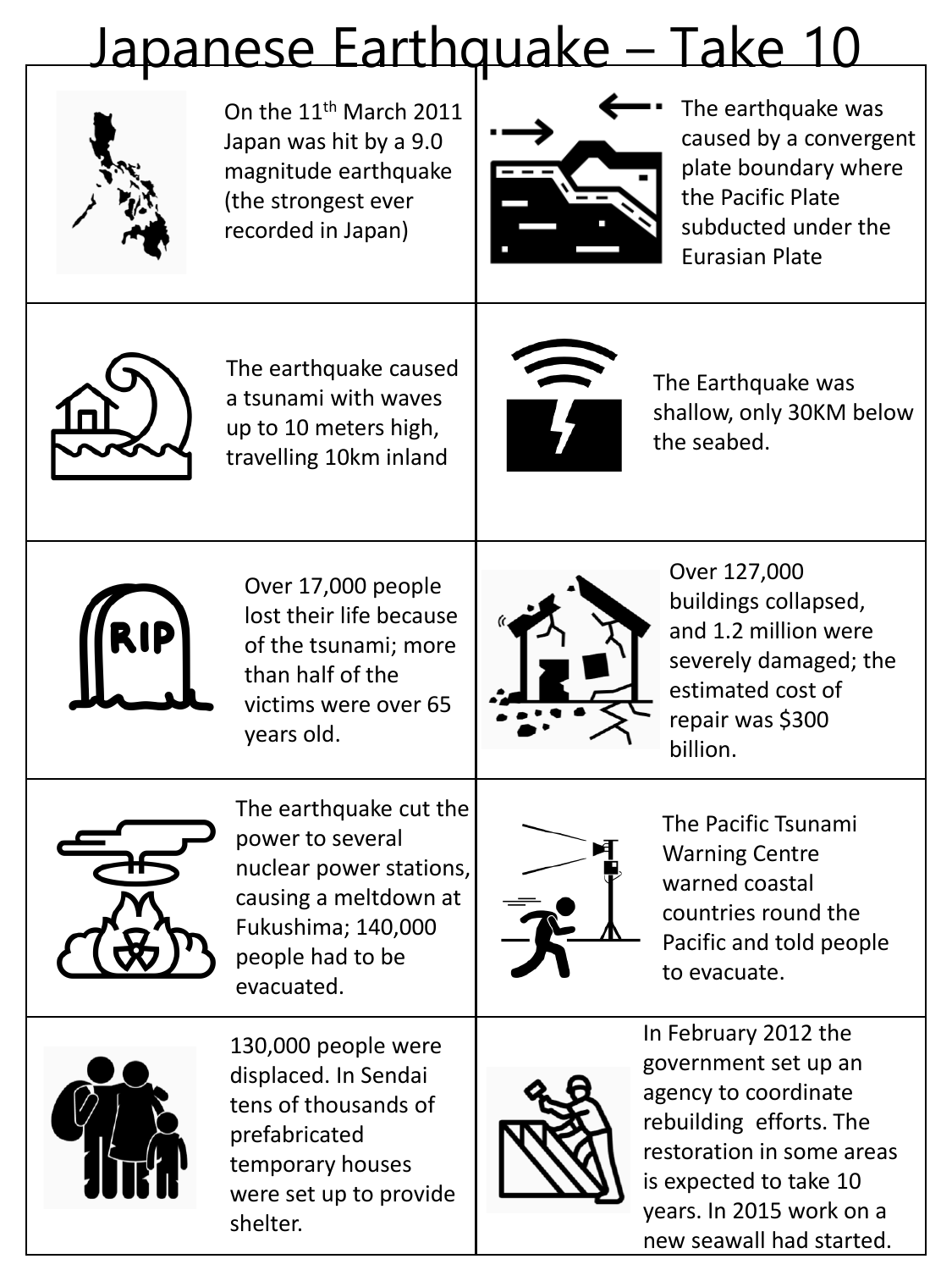# Japanese Earthquake – Take 10

On the 11th March 2011 Japan was hit by a 9.0 magnitude earthquake (the strongest ever recorded in Japan)

The earthquake was caused by a convergent plate boundary where the Pacific Plate subducted under the Eurasian Plate

The earthquake caused a tsunami with waves up to 10 meters high, travelling 10km inland

The Earthquake was shallow, only 30KM below the seabed.

Over 17,000 people lost their life because of the tsunami; more than half of the victims were over 65 years old.

Over 127,000 buildings collapsed, and 1.2 million were severely damaged; the estimated cost of repair was $300 billion.

The earthquake cut the power to several nuclear power stations, causing a meltdown at Fukushima; 140,000 people had to be evacuated.

The Pacific Tsunami Warning Centre warned coastal countries round the Pacific and told people to evacuate.

130,000 people were displaced. In Sendai tens of thousands of prefabricated temporary houses were set up to provide shelter.

In February 2012 the government set up an agency to coordinate rebuilding efforts. The restoration in some areas is expected to take 10 years. In 2015 work on a new seawall had started.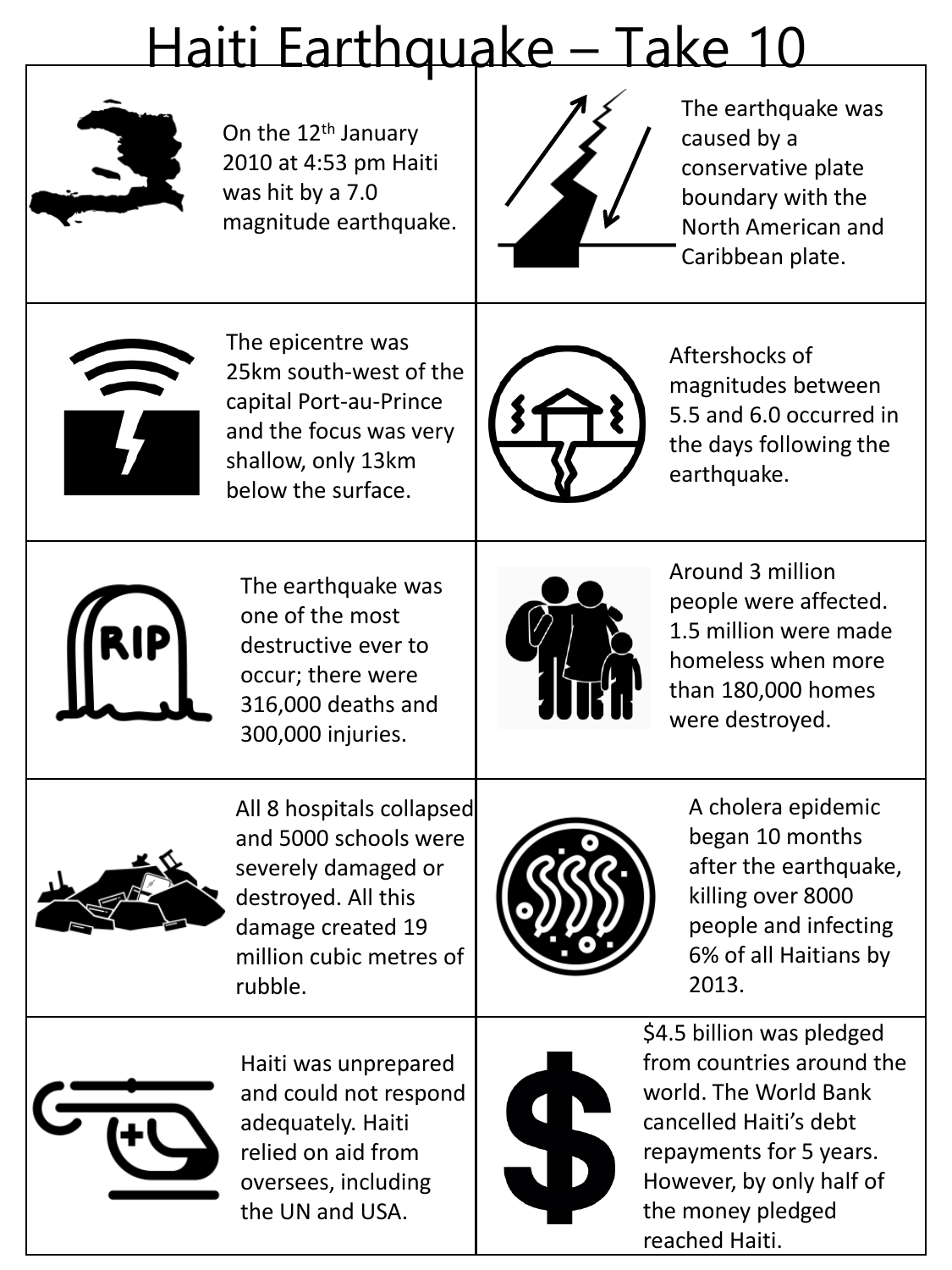# Haiti Earthquake – Take 10

On the 12th January 2010 at 4:53 pm Haiti was hit by a 7.0 magnitude earthquake.

The earthquake was caused by a conservative plate boundary with the North American and Caribbean plate.

The epicentre was 25km south-west of the capital Port-au-Prince and the focus was very shallow, only 13km below the surface.

Aftershocks of magnitudes between 5.5 and 6.0 occurred in the days following the earthquake.

The earthquake was one of the most destructive ever to occur; there were 316,000 deaths and 300,000 injuries.

Around 3 million people were affected. 1.5 million were made homeless when more than 180,000 homes were destroyed.

All 8 hospitals collapsed and 5000 schools were severely damaged or destroyed. All this damage created 19 million cubic metres of rubble.

A cholera epidemic began 10 months after the earthquake, killing over 8000 people and infecting 6% of all Haitians by 2013.

Haiti was unprepared and could not respond adequately. Haiti relied on aid from oversees, including the UN and USA.

$4.5 billion was pledged from countries around the world. The World Bank cancelled Haiti's debt repayments for 5 years. However, by only half of the money pledged reached Haiti.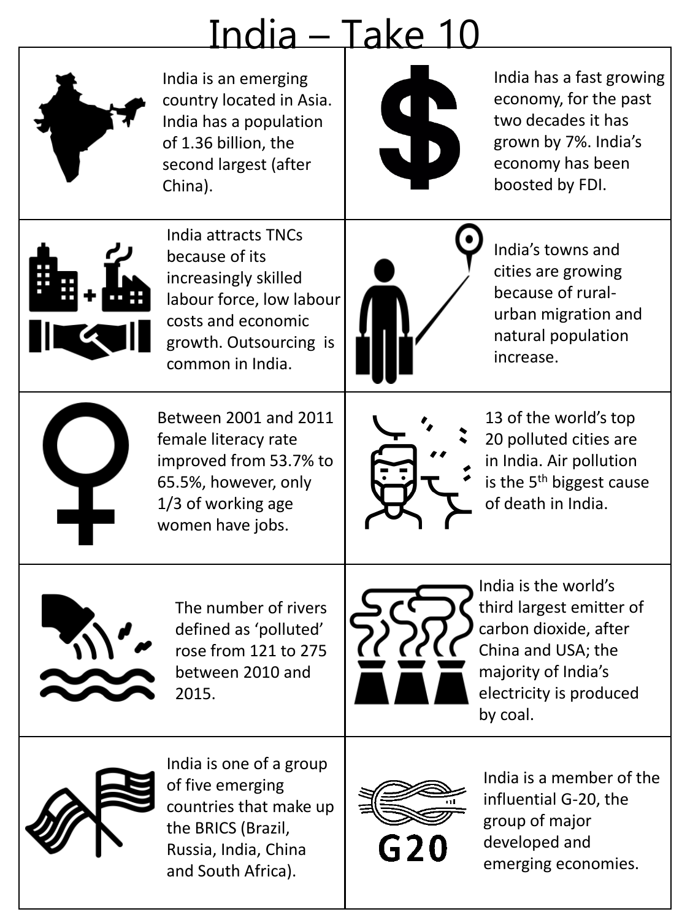# India – Take 10

| | |
|---|---|
| India is an emerging country located in Asia. India has a population of 1.36 billion, the second largest (after China). | India has a fast growing economy, for the past two decades it has grown by 7%. India's economy has been boosted by FDI. |
| India attracts TNCs because of its increasingly skilled labour force, low labour costs and economic growth. Outsourcing is common in India. | India's towns and cities are growing because of rural-urban migration and natural population increase. |
| Between 2001 and 2011 female literacy rate improved from 53.7% to 65.5%, however, only 1/3 of working age women have jobs. | 13 of the world's top 20 polluted cities are in India. Air pollution is the 5th biggest cause of death in India. |
| The number of rivers defined as 'polluted' rose from 121 to 275 between 2010 and 2015. | India is the world's third largest emitter of carbon dioxide, after China and USA; the majority of India's electricity is produced by coal. |
| India is one of a group of five emerging countries that make up the BRICS (Brazil, Russia, India, China and South Africa). | India is a member of the influential G-20, the group of major developed and emerging economies. |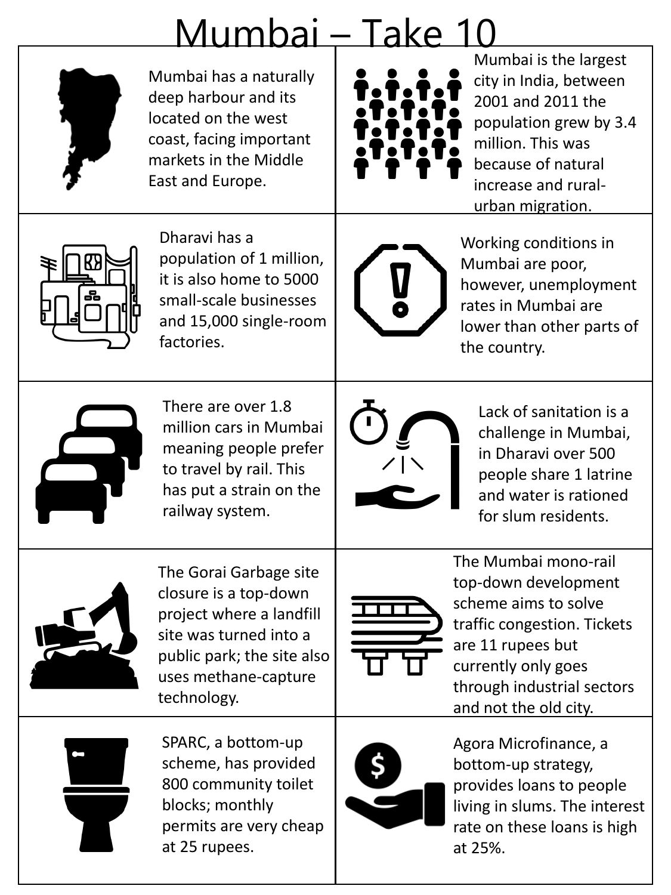# Mumbai – Take 10

Mumbai has a naturally deep harbour and its located on the west coast, facing important markets in the Middle East and Europe.

Mumbai is the largest city in India, between 2001 and 2011 the population grew by 3.4 million. This was because of natural increase and rural-urban migration.

Dharavi has a population of 1 million, it is also home to 5000 small-scale businesses and 15,000 single-room factories.

Working conditions in Mumbai are poor, however, unemployment rates in Mumbai are lower than other parts of the country.

There are over 1.8 million cars in Mumbai meaning people prefer to travel by rail. This has put a strain on the railway system.

Lack of sanitation is a challenge in Mumbai, in Dharavi over 500 people share 1 latrine and water is rationed for slum residents.

The Gorai Garbage site closure is a top-down project where a landfill site was turned into a public park; the site also uses methane-capture technology.

The Mumbai mono-rail top-down development scheme aims to solve traffic congestion. Tickets are 11 rupees but currently only goes through industrial sectors and not the old city.

SPARC, a bottom-up scheme, has provided 800 community toilet blocks; monthly permits are very cheap at 25 rupees.

Agora Microfinance, a bottom-up strategy, provides loans to people living in slums. The interest rate on these loans is high at 25%.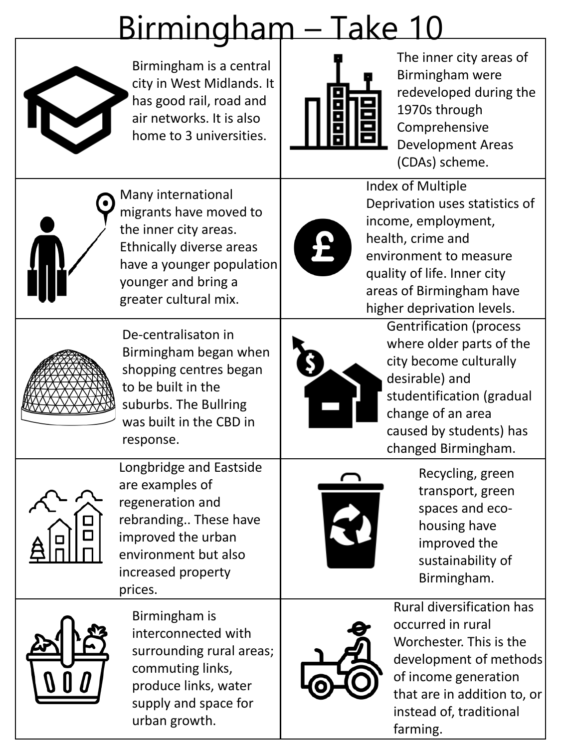# Birmingham – Take 10

Birmingham is a central city in West Midlands. It has good rail, road and air networks. It is also home to 3 universities.

The inner city areas of Birmingham were redeveloped during the 1970s through Comprehensive Development Areas (CDAs) scheme.

Many international migrants have moved to the inner city areas. Ethnically diverse areas have a younger population younger and bring a greater cultural mix.

Index of Multiple Deprivation uses statistics of income, employment, health, crime and environment to measure quality of life. Inner city areas of Birmingham have higher deprivation levels.

De-centralisaton in Birmingham began when shopping centres began to be built in the suburbs. The Bullring was built in the CBD in response.

Gentrification (process where older parts of the city become culturally desirable) and studentification (gradual change of an area caused by students) has changed Birmingham.

Longbridge and Eastside are examples of regeneration and rebranding.. These have improved the urban environment but also increased property prices.

Recycling, green transport, green spaces and eco-housing have improved the sustainability of Birmingham.

Birmingham is interconnected with surrounding rural areas; commuting links, produce links, water supply and space for urban growth.

Rural diversification has occurred in rural Worchester. This is the development of methods of income generation that are in addition to, or instead of, traditional farming.